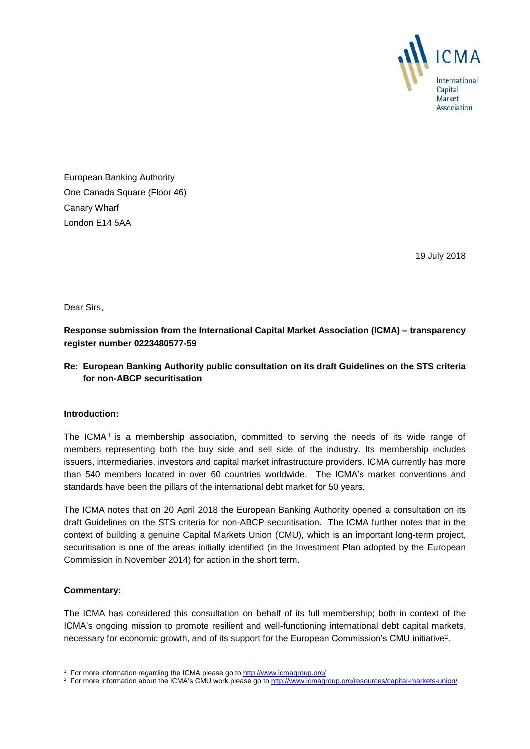ICMA

International Capital Market Association

European Banking Authority
One Canada Square (Floor 46)
Canary Wharf
London E14 5AA

19 July 2018

Dear Sirs,

**Response submission from the International Capital Market Association (ICMA) – transparency register number 0223480577-59**

**Re: European Banking Authority public consultation on its draft Guidelines on the STS criteria for non-ABCP securitisation**

**Introduction:**

The ICMA[1] is a membership association, committed to serving the needs of its wide range of members representing both the buy side and sell side of the industry. Its membership includes issuers, intermediaries, investors and capital market infrastructure providers. ICMA currently has more than 540 members located in over 60 countries worldwide. The ICMA's market conventions and standards have been the pillars of the international debt market for 50 years.

The ICMA notes that on 20 April 2018 the European Banking Authority opened a consultation on its draft Guidelines on the STS criteria for non-ABCP securitisation. The ICMA further notes that in the context of building a genuine Capital Markets Union (CMU), which is an important long-term project, securitisation is one of the areas initially identified (in the Investment Plan adopted by the European Commission in November 2014) for action in the short term.

**Commentary:**

The ICMA has considered this consultation on behalf of its full membership; both in context of the ICMA's ongoing mission to promote resilient and well-functioning international debt capital markets, necessary for economic growth, and of its support for the European Commission's CMU initiative[2].

[1] For more information regarding the ICMA please go to http://www.icmagroup.org/

[2] For more information about the ICMA's CMU work please go to http://www.icmagroup.org/resources/capital-markets-union/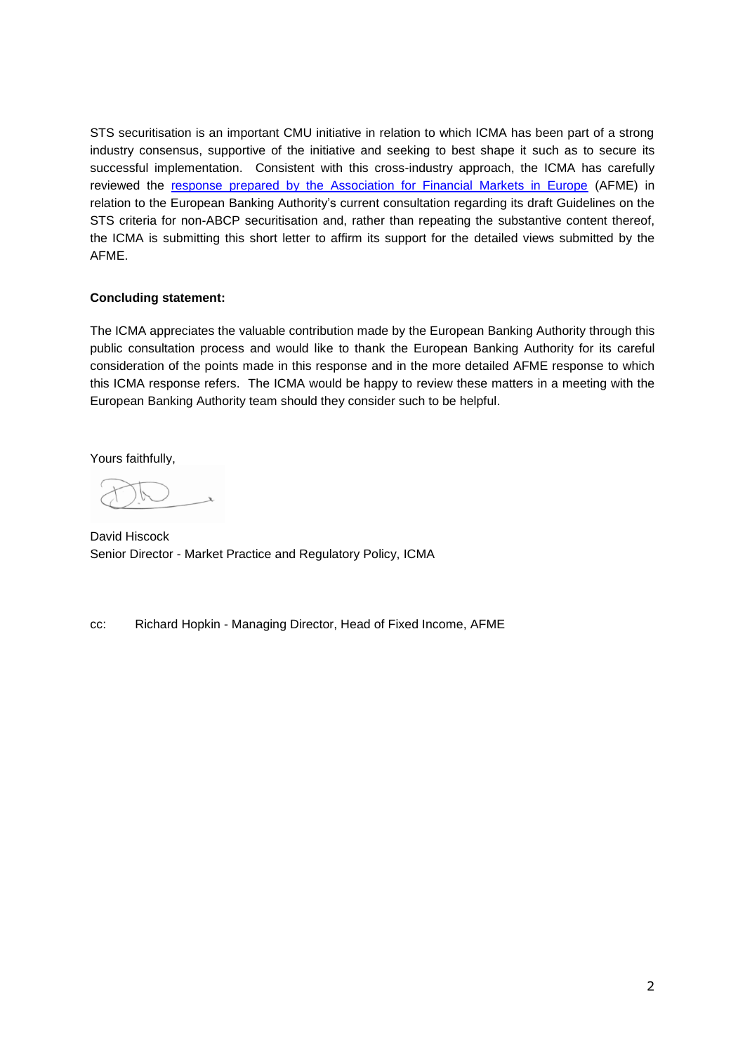STS securitisation is an important CMU initiative in relation to which ICMA has been part of a strong industry consensus, supportive of the initiative and seeking to best shape it such as to secure its successful implementation. Consistent with this cross-industry approach, the ICMA has carefully reviewed the [response prepared by the Association for Financial Markets in Europe](#) (AFME) in relation to the European Banking Authority's current consultation regarding its draft Guidelines on the STS criteria for non-ABCP securitisation and, rather than repeating the substantive content thereof, the ICMA is submitting this short letter to affirm its support for the detailed views submitted by the AFME.

**Concluding statement:**

The ICMA appreciates the valuable contribution made by the European Banking Authority through this public consultation process and would like to thank the European Banking Authority for its careful consideration of the points made in this response and in the more detailed AFME response to which this ICMA response refers. The ICMA would be happy to review these matters in a meeting with the European Banking Authority team should they consider such to be helpful.

Yours faithfully,

David Hiscock
Senior Director - Market Practice and Regulatory Policy, ICMA

cc: Richard Hopkin - Managing Director, Head of Fixed Income, AFME